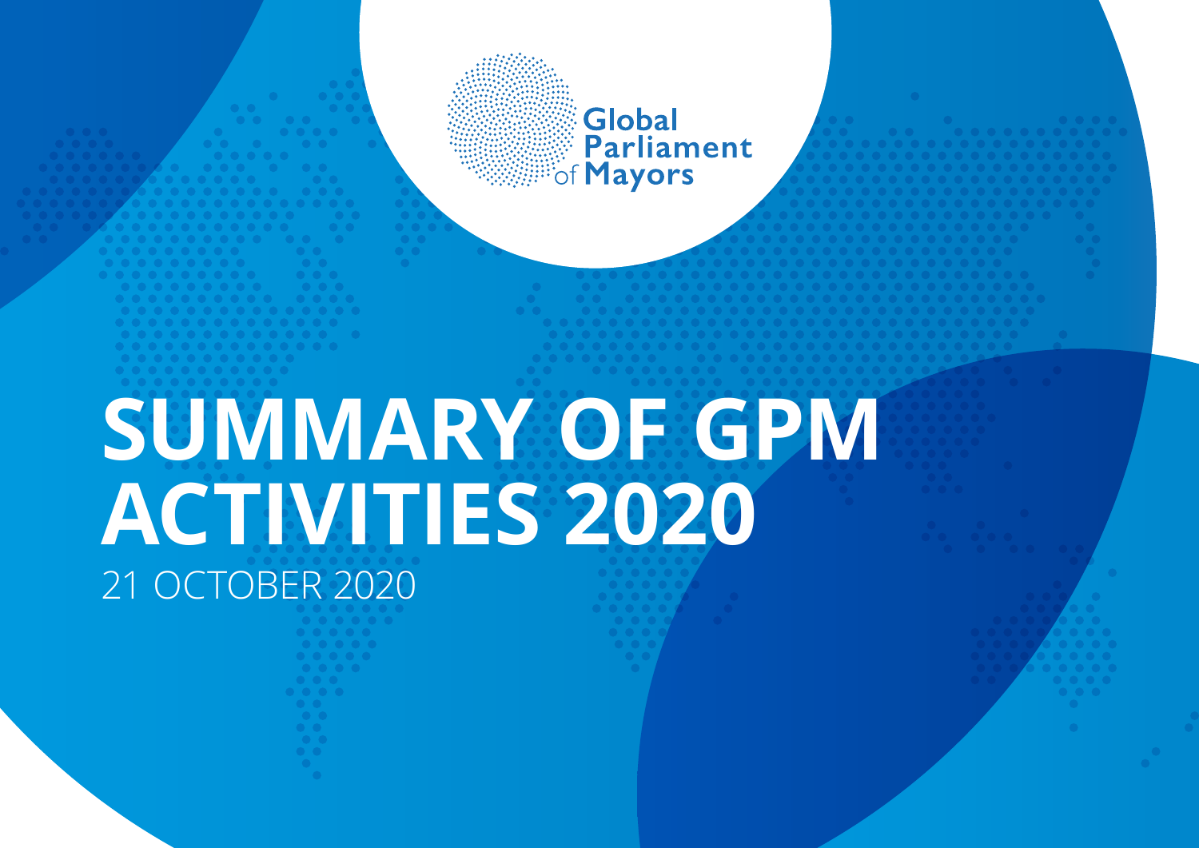Global Parliament of Mayors

# SUMMARY OF GPM ACTIVITIES 2020

21 OCTOBER 2020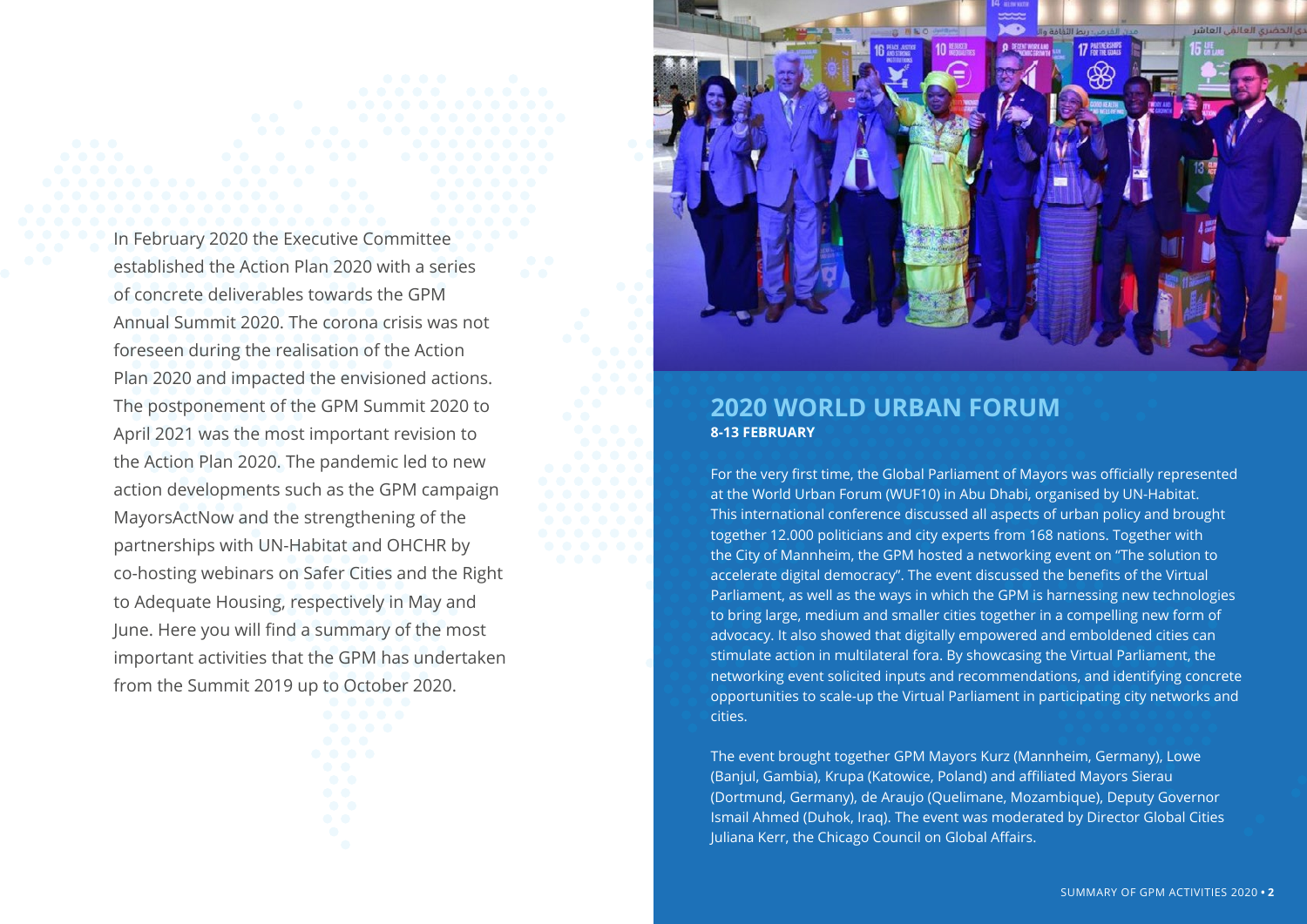In February 2020 the Executive Committee established the Action Plan 2020 with a series of concrete deliverables towards the GPM Annual Summit 2020. The corona crisis was not foreseen during the realisation of the Action Plan 2020 and impacted the envisioned actions. The postponement of the GPM Summit 2020 to April 2021 was the most important revision to the Action Plan 2020. The pandemic led to new action developments such as the GPM campaign MayorsActNow and the strengthening of the partnerships with UN-Habitat and OHCHR by co-hosting webinars on Safer Cities and the Right to Adequate Housing, respectively in May and June. Here you will find a summary of the most important activities that the GPM has undertaken from the Summit 2019 up to October 2020.

## 2020 WORLD URBAN FORUM

**8-13 FEBRUARY**

For the very first time, the Global Parliament of Mayors was officially represented at the World Urban Forum (WUF10) in Abu Dhabi, organised by UN-Habitat. This international conference discussed all aspects of urban policy and brought together 12.000 politicians and city experts from 168 nations. Together with the City of Mannheim, the GPM hosted a networking event on "The solution to accelerate digital democracy". The event discussed the benefits of the Virtual Parliament, as well as the ways in which the GPM is harnessing new technologies to bring large, medium and smaller cities together in a compelling new form of advocacy. It also showed that digitally empowered and emboldened cities can stimulate action in multilateral fora. By showcasing the Virtual Parliament, the networking event solicited inputs and recommendations, and identifying concrete opportunities to scale-up the Virtual Parliament in participating city networks and cities.

The event brought together GPM Mayors Kurz (Mannheim, Germany), Lowe (Banjul, Gambia), Krupa (Katowice, Poland) and affiliated Mayors Sierau (Dortmund, Germany), de Araujo (Quelimane, Mozambique), Deputy Governor Ismail Ahmed (Duhok, Iraq). The event was moderated by Director Global Cities Juliana Kerr, the Chicago Council on Global Affairs.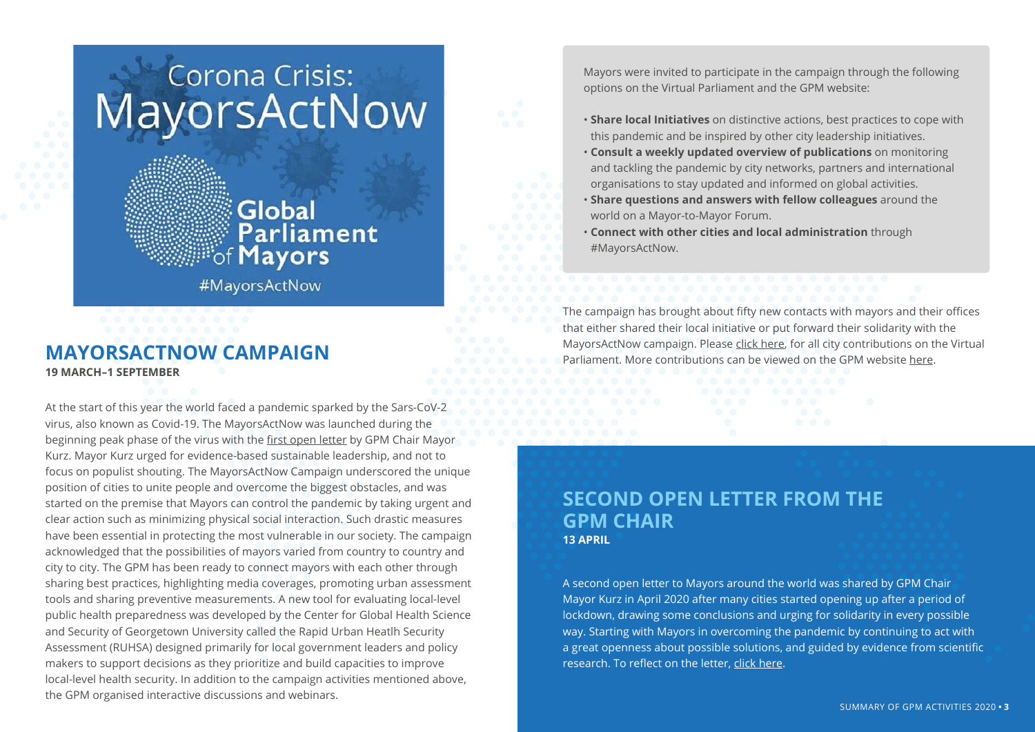## MAYORSACTNOW CAMPAIGN

**19 MARCH–1 SEPTEMBER**

At the start of this year the world faced a pandemic sparked by the Sars-CoV-2 virus, also known as Covid-19. The MayorsActNow was launched during the beginning peak phase of the virus with the first open letter by GPM Chair Mayor Kurz. Mayor Kurz urged for evidence-based sustainable leadership, and not to focus on populist shouting. The MayorsActNow Campaign underscored the unique position of cities to unite people and overcome the biggest obstacles, and was started on the premise that Mayors can control the pandemic by taking urgent and clear action such as minimizing physical social interaction. Such drastic measures have been essential in protecting the most vulnerable in our society. The campaign acknowledged that the possibilities of mayors varied from country to country and city to city. The GPM has been ready to connect mayors with each other through sharing best practices, highlighting media coverages, promoting urban assessment tools and sharing preventive measurements. A new tool for evaluating local-level public health preparedness was developed by the Center for Global Health Science and Security of Georgetown University called the Rapid Urban Heatlh Security Assessment (RUHSA) designed primarily for local government leaders and policy makers to support decisions as they prioritize and build capacities to improve local-level health security. In addition to the campaign activities mentioned above, the GPM organised interactive discussions and webinars.

Mayors were invited to participate in the campaign through the following options on the Virtual Parliament and the GPM website:

- **Share local Initiatives** on distinctive actions, best practices to cope with this pandemic and be inspired by other city leadership initiatives.
- **Consult a weekly updated overview of publications** on monitoring and tackling the pandemic by city networks, partners and international organisations to stay updated and informed on global activities.
- **Share questions and answers with fellow colleagues** around the world on a Mayor-to-Mayor Forum.
- **Connect with other cities and local administration** through #MayorsActNow.

The campaign has brought about fifty new contacts with mayors and their offices that either shared their local initiative or put forward their solidarity with the MayorsActNow campaign. Please click here, for all city contributions on the Virtual Parliament. More contributions can be viewed on the GPM website here.

## SECOND OPEN LETTER FROM THE GPM CHAIR

**13 APRIL**

A second open letter to Mayors around the world was shared by GPM Chair Mayor Kurz in April 2020 after many cities started opening up after a period of lockdown, drawing some conclusions and urging for solidarity in every possible way. Starting with Mayors in overcoming the pandemic by continuing to act with a great openness about possible solutions, and guided by evidence from scientific research. To reflect on the letter, click here.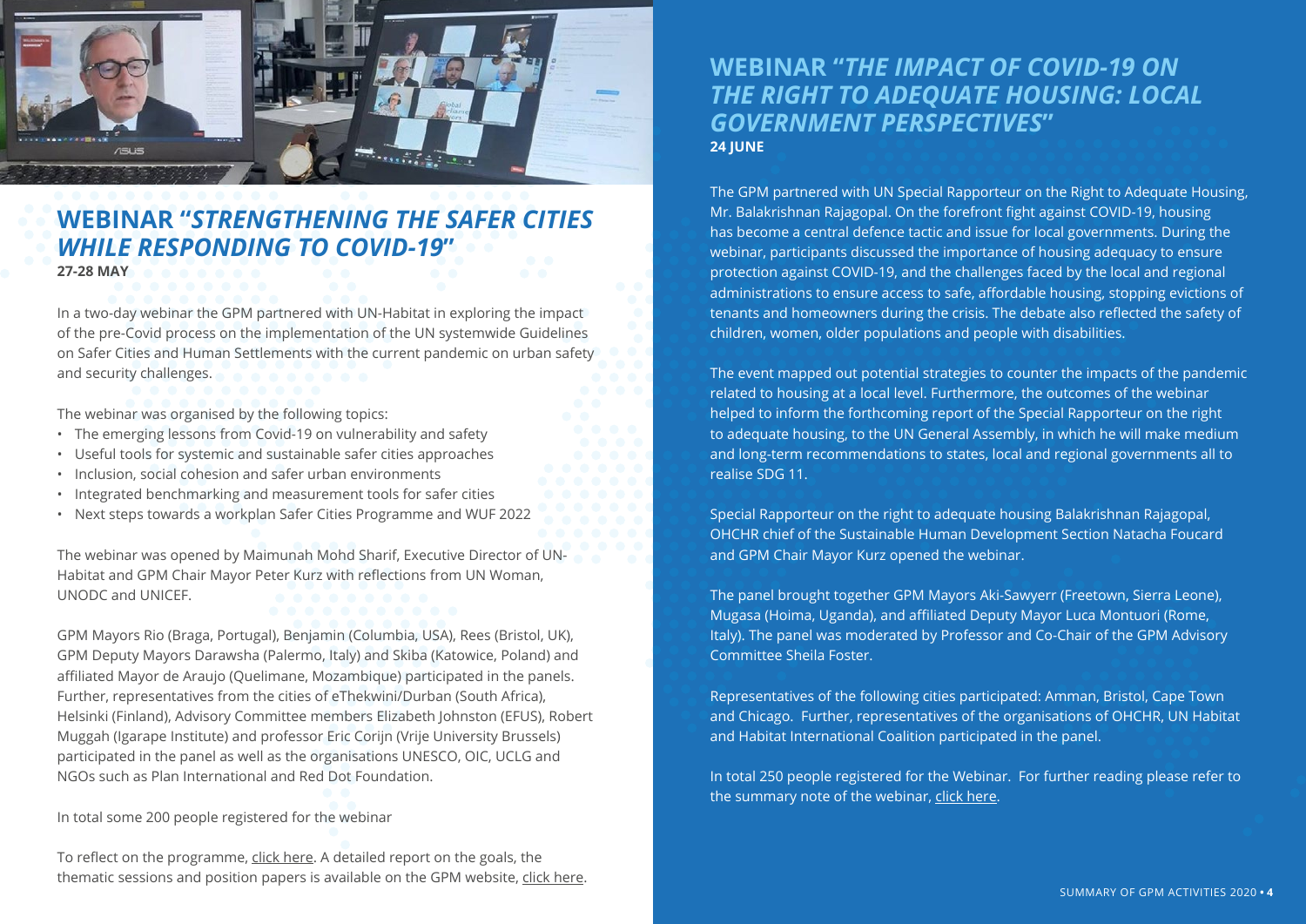## WEBINAR "*STRENGTHENING THE SAFER CITIES WHILE RESPONDING TO COVID-19*"

**27-28 MAY**

In a two-day webinar the GPM partnered with UN-Habitat in exploring the impact of the pre-Covid process on the implementation of the UN systemwide Guidelines on Safer Cities and Human Settlements with the current pandemic on urban safety and security challenges.

The webinar was organised by the following topics:

- The emerging lessons from Covid-19 on vulnerability and safety
- Useful tools for systemic and sustainable safer cities approaches
- Inclusion, social cohesion and safer urban environments
- Integrated benchmarking and measurement tools for safer cities
- Next steps towards a workplan Safer Cities Programme and WUF 2022

The webinar was opened by Maimunah Mohd Sharif, Executive Director of UN-Habitat and GPM Chair Mayor Peter Kurz with reflections from UN Woman, UNODC and UNICEF.

GPM Mayors Rio (Braga, Portugal), Benjamin (Columbia, USA), Rees (Bristol, UK), GPM Deputy Mayors Darawsha (Palermo, Italy) and Skiba (Katowice, Poland) and affiliated Mayor de Araujo (Quelimane, Mozambique) participated in the panels. Further, representatives from the cities of eThekwini/Durban (South Africa), Helsinki (Finland), Advisory Committee members Elizabeth Johnston (EFUS), Robert Muggah (Igarape Institute) and professor Eric Corijn (Vrije University Brussels) participated in the panel as well as the organisations UNESCO, OIC, UCLG and NGOs such as Plan International and Red Dot Foundation.

In total some 200 people registered for the webinar

To reflect on the programme, click here. A detailed report on the goals, the thematic sessions and position papers is available on the GPM website, click here.

## WEBINAR "*THE IMPACT OF COVID-19 ON THE RIGHT TO ADEQUATE HOUSING: LOCAL GOVERNMENT PERSPECTIVES*"

**24 JUNE**

The GPM partnered with UN Special Rapporteur on the Right to Adequate Housing, Mr. Balakrishnan Rajagopal. On the forefront fight against COVID-19, housing has become a central defence tactic and issue for local governments. During the webinar, participants discussed the importance of housing adequacy to ensure protection against COVID-19, and the challenges faced by the local and regional administrations to ensure access to safe, affordable housing, stopping evictions of tenants and homeowners during the crisis. The debate also reflected the safety of children, women, older populations and people with disabilities.

The event mapped out potential strategies to counter the impacts of the pandemic related to housing at a local level. Furthermore, the outcomes of the webinar helped to inform the forthcoming report of the Special Rapporteur on the right to adequate housing, to the UN General Assembly, in which he will make medium and long-term recommendations to states, local and regional governments all to realise SDG 11.

Special Rapporteur on the right to adequate housing Balakrishnan Rajagopal, OHCHR chief of the Sustainable Human Development Section Natacha Foucard and GPM Chair Mayor Kurz opened the webinar.

The panel brought together GPM Mayors Aki-Sawyerr (Freetown, Sierra Leone), Mugasa (Hoima, Uganda), and affiliated Deputy Mayor Luca Montuori (Rome, Italy). The panel was moderated by Professor and Co-Chair of the GPM Advisory Committee Sheila Foster.

Representatives of the following cities participated: Amman, Bristol, Cape Town and Chicago. Further, representatives of the organisations of OHCHR, UN Habitat and Habitat International Coalition participated in the panel.

In total 250 people registered for the Webinar. For further reading please refer to the summary note of the webinar, click here.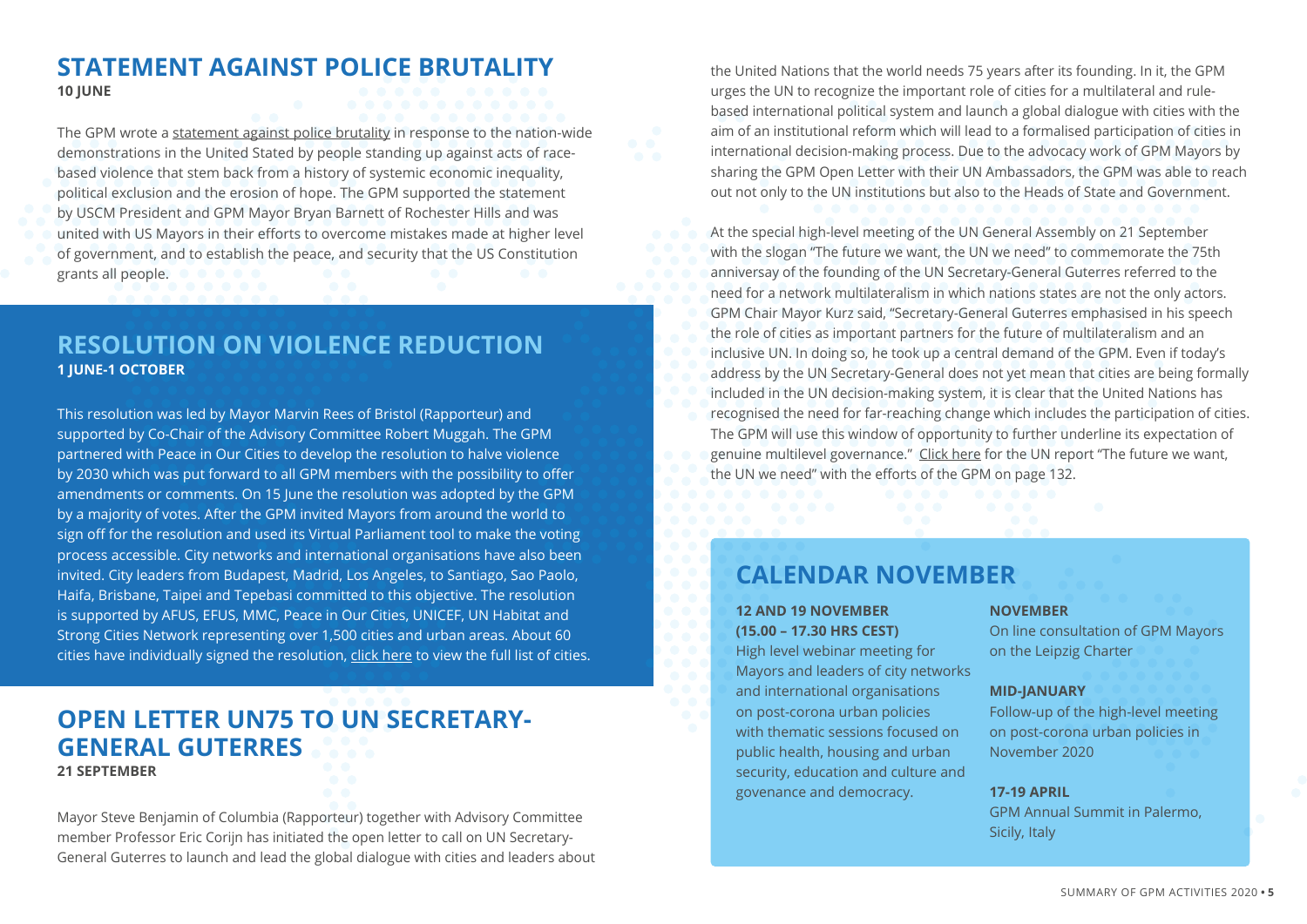## STATEMENT AGAINST POLICE BRUTALITY

**10 JUNE**

The GPM wrote a statement against police brutality in response to the nation-wide demonstrations in the United Stated by people standing up against acts of race-based violence that stem back from a history of systemic economic inequality, political exclusion and the erosion of hope. The GPM supported the statement by USCM President and GPM Mayor Bryan Barnett of Rochester Hills and was united with US Mayors in their efforts to overcome mistakes made at higher level of government, and to establish the peace, and security that the US Constitution grants all people.

## RESOLUTION ON VIOLENCE REDUCTION

**1 JUNE-1 OCTOBER**

This resolution was led by Mayor Marvin Rees of Bristol (Rapporteur) and supported by Co-Chair of the Advisory Committee Robert Muggah. The GPM partnered with Peace in Our Cities to develop the resolution to halve violence by 2030 which was put forward to all GPM members with the possibility to offer amendments or comments. On 15 June the resolution was adopted by the GPM by a majority of votes. After the GPM invited Mayors from around the world to sign off for the resolution and used its Virtual Parliament tool to make the voting process accessible. City networks and international organisations have also been invited. City leaders from Budapest, Madrid, Los Angeles, to Santiago, Sao Paolo, Haifa, Brisbane, Taipei and Tepebasi committed to this objective. The resolution is supported by AFUS, EFUS, MMC, Peace in Our Cities, UNICEF, UN Habitat and Strong Cities Network representing over 1,500 cities and urban areas. About 60 cities have individually signed the resolution, click here to view the full list of cities.

## OPEN LETTER UN75 TO UN SECRETARY-GENERAL GUTERRES

**21 SEPTEMBER**

Mayor Steve Benjamin of Columbia (Rapporteur) together with Advisory Committee member Professor Eric Corijn has initiated the open letter to call on UN Secretary-General Guterres to launch and lead the global dialogue with cities and leaders about the United Nations that the world needs 75 years after its founding. In it, the GPM urges the UN to recognize the important role of cities for a multilateral and rule-based international political system and launch a global dialogue with cities with the aim of an institutional reform which will lead to a formalised participation of cities in international decision-making process. Due to the advocacy work of GPM Mayors by sharing the GPM Open Letter with their UN Ambassadors, the GPM was able to reach out not only to the UN institutions but also to the Heads of State and Government.

At the special high-level meeting of the UN General Assembly on 21 September with the slogan "The future we want, the UN we need" to commemorate the 75th anniversay of the founding of the UN Secretary-General Guterres referred to the need for a network multilateralism in which nations states are not the only actors. GPM Chair Mayor Kurz said, "Secretary-General Guterres emphasised in his speech the role of cities as important partners for the future of multilateralism and an inclusive UN. In doing so, he took up a central demand of the GPM. Even if today's address by the UN Secretary-General does not yet mean that cities are being formally included in the UN decision-making system, it is clear that the United Nations has recognised the need for far-reaching change which includes the participation of cities. The GPM will use this window of opportunity to further underline its expectation of genuine multilevel governance." Click here for the UN report "The future we want, the UN we need" with the efforts of the GPM on page 132.

## CALENDAR NOVEMBER

**12 AND 19 NOVEMBER (15.00 – 17.30 HRS CEST)**
High level webinar meeting for Mayors and leaders of city networks and international organisations on post-corona urban policies with thematic sessions focused on public health, housing and urban security, education and culture and govenance and democracy.

**NOVEMBER**
On line consultation of GPM Mayors on the Leipzig Charter

**MID-JANUARY**
Follow-up of the high-level meeting on post-corona urban policies in November 2020

**17-19 APRIL**
GPM Annual Summit in Palermo, Sicily, Italy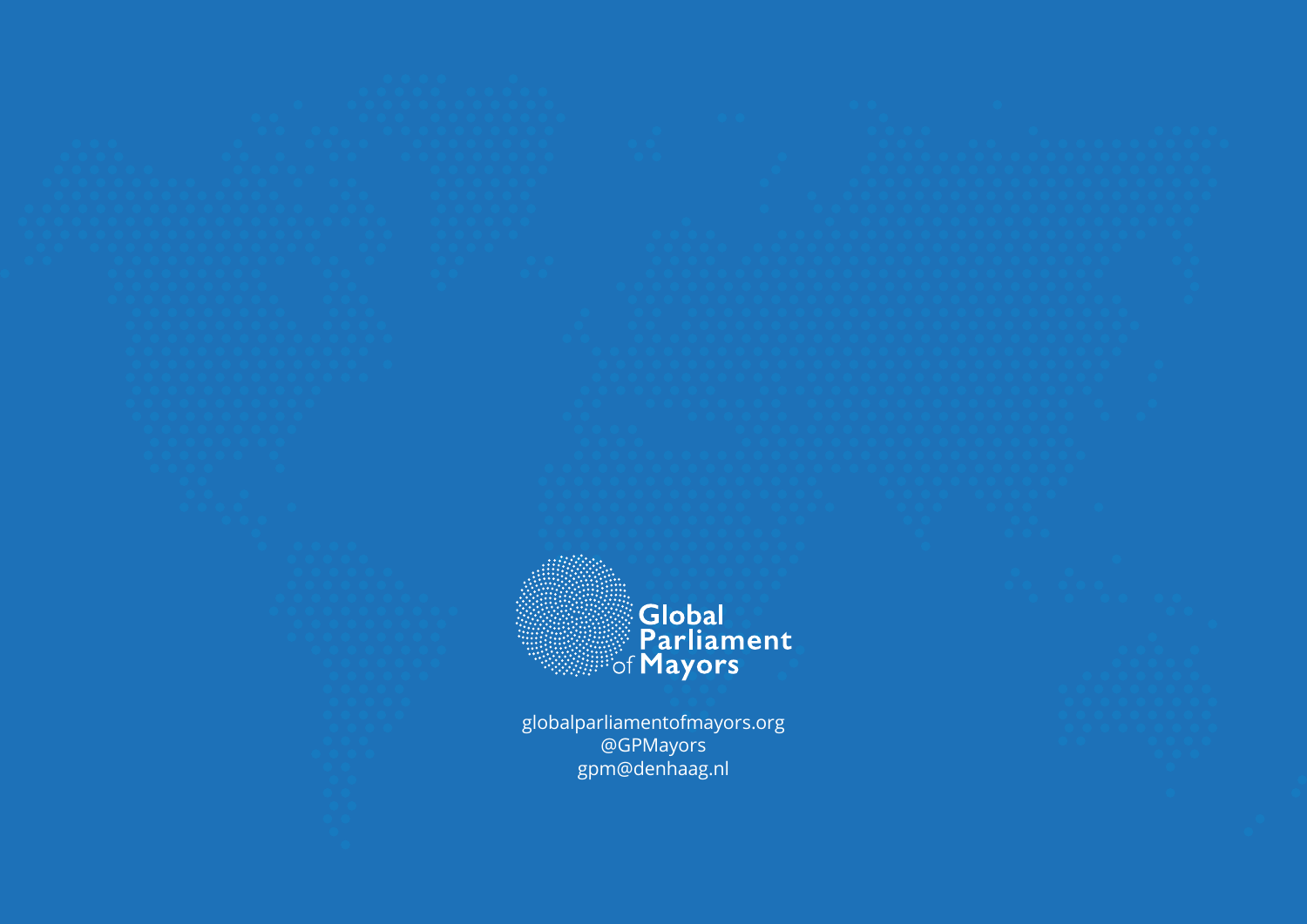Global Parliament of Mayors

globalparliamentofmayors.org
@GPMayors
gpm@denhaag.nl